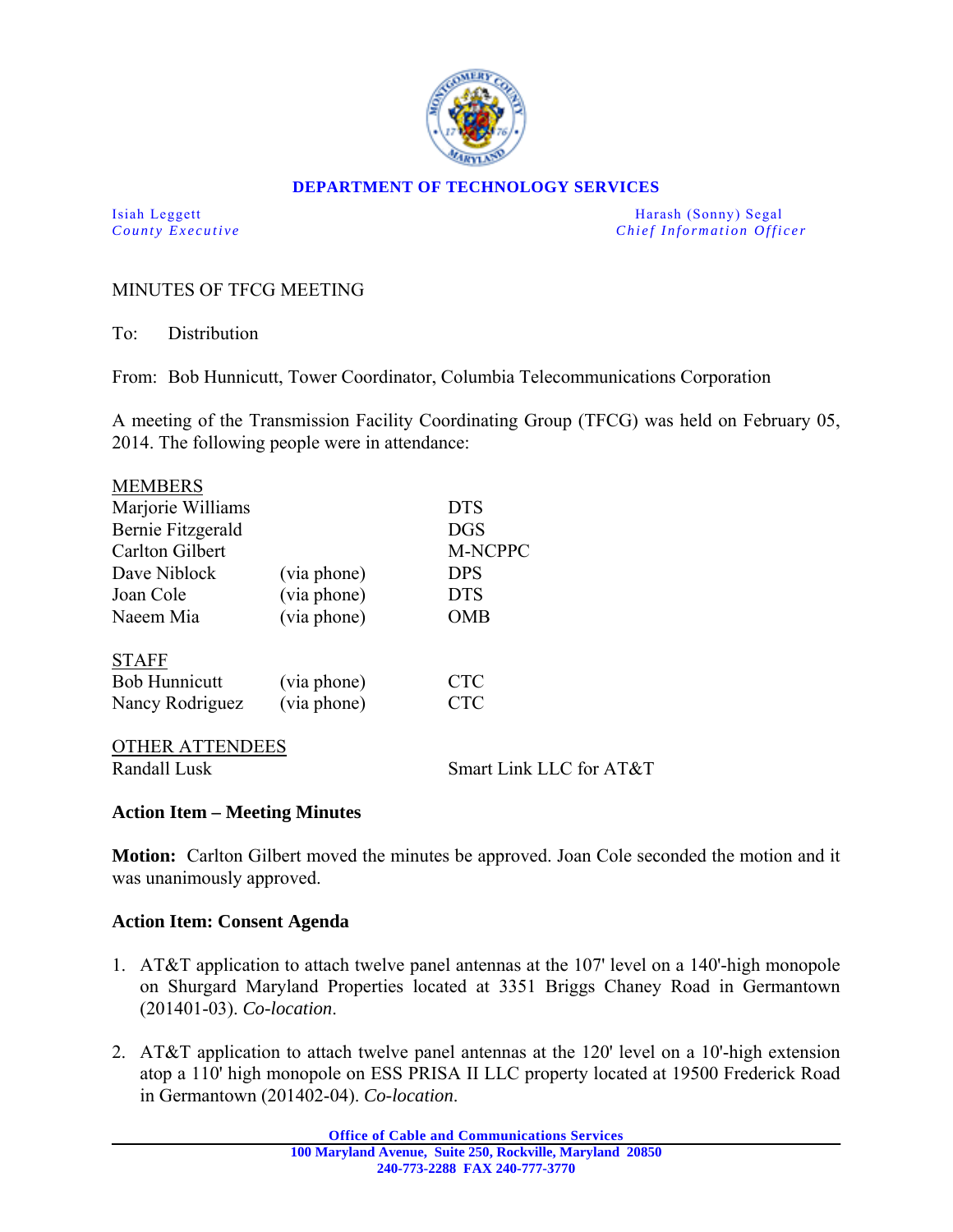**DEPARTMENT OF TECHNOLOGY SERVICES**

| | |
|---|---|
| Isiah Leggett<br>*County Executive* | Harash (Sonny) Segal<br>*Chief Information Officer* |

MINUTES OF TFCG MEETING

To: Distribution

From: Bob Hunnicutt, Tower Coordinator, Columbia Telecommunications Corporation

A meeting of the Transmission Facility Coordinating Group (TFCG) was held on February 05, 2014. The following people were in attendance:

| MEMBERS | | |
|---|---|---|
| Marjorie Williams | | DTS |
| Bernie Fitzgerald | | DGS |
| Carlton Gilbert | | M-NCPPC |
| Dave Niblock | (via phone) | DPS |
| Joan Cole | (via phone) | DTS |
| Naeem Mia | (via phone) | OMB |

| STAFF | | |
|---|---|---|
| Bob Hunnicutt | (via phone) | CTC |
| Nancy Rodriguez | (via phone) | CTC |

| OTHER ATTENDEES | |
|---|---|
| Randall Lusk | Smart Link LLC for AT&T |

**Action Item – Meeting Minutes**

**Motion:** Carlton Gilbert moved the minutes be approved. Joan Cole seconded the motion and it was unanimously approved.

**Action Item: Consent Agenda**

1. AT&T application to attach twelve panel antennas at the 107' level on a 140'-high monopole on Shurgard Maryland Properties located at 3351 Briggs Chaney Road in Germantown (201401-03). *Co-location*.

2. AT&T application to attach twelve panel antennas at the 120' level on a 10'-high extension atop a 110' high monopole on ESS PRISA II LLC property located at 19500 Frederick Road in Germantown (201402-04). *Co-location*.

Office of Cable and Communications Services
100 Maryland Avenue, Suite 250, Rockville, Maryland 20850
240-773-2288 FAX 240-777-3770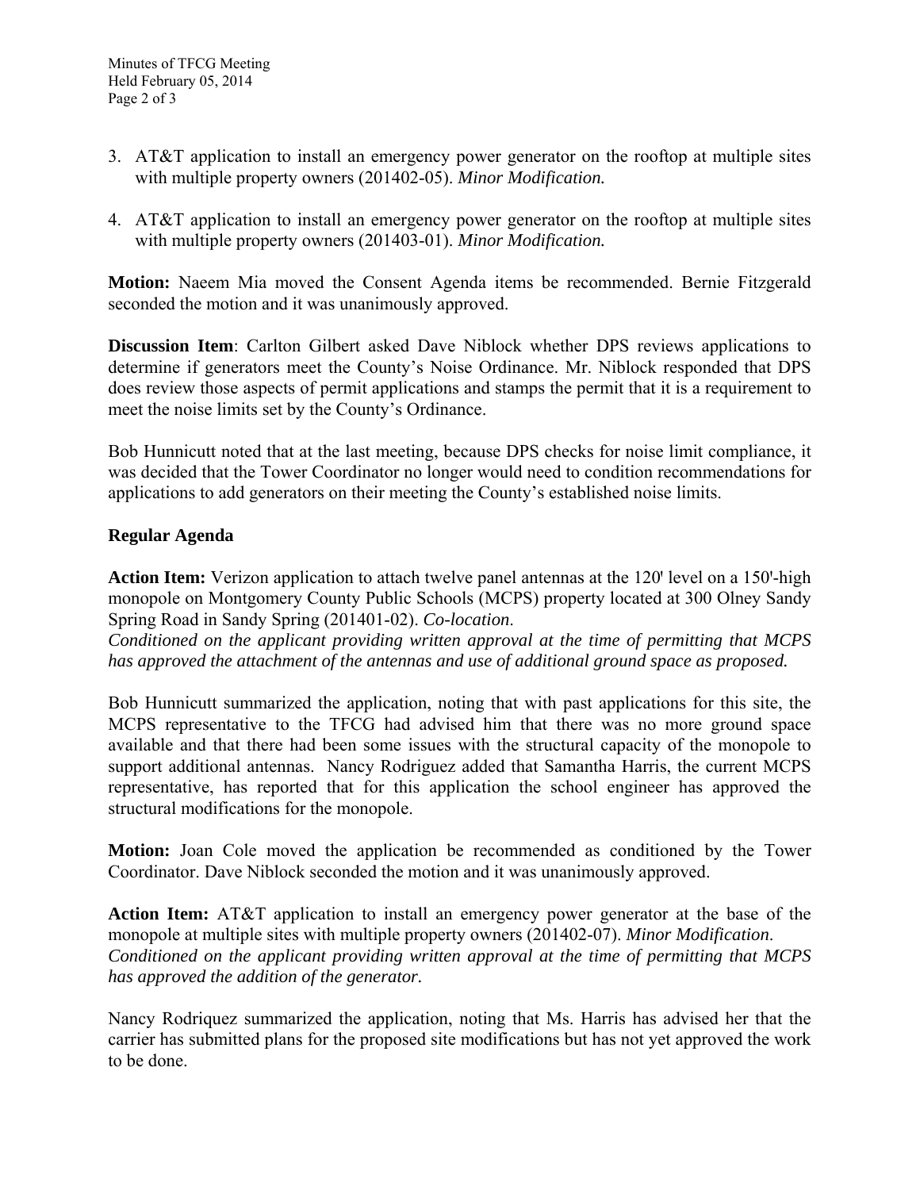3. AT&T application to install an emergency power generator on the rooftop at multiple sites with multiple property owners (201402-05). *Minor Modification.*

4. AT&T application to install an emergency power generator on the rooftop at multiple sites with multiple property owners (201403-01). *Minor Modification.*

**Motion:** Naeem Mia moved the Consent Agenda items be recommended. Bernie Fitzgerald seconded the motion and it was unanimously approved.

**Discussion Item**: Carlton Gilbert asked Dave Niblock whether DPS reviews applications to determine if generators meet the County's Noise Ordinance. Mr. Niblock responded that DPS does review those aspects of permit applications and stamps the permit that it is a requirement to meet the noise limits set by the County's Ordinance.

Bob Hunnicutt noted that at the last meeting, because DPS checks for noise limit compliance, it was decided that the Tower Coordinator no longer would need to condition recommendations for applications to add generators on their meeting the County's established noise limits.

### Regular Agenda

**Action Item:** Verizon application to attach twelve panel antennas at the 120' level on a 150'-high monopole on Montgomery County Public Schools (MCPS) property located at 300 Olney Sandy Spring Road in Sandy Spring (201401-02). *Co-location*.
*Conditioned on the applicant providing written approval at the time of permitting that MCPS has approved the attachment of the antennas and use of additional ground space as proposed.*

Bob Hunnicutt summarized the application, noting that with past applications for this site, the MCPS representative to the TFCG had advised him that there was no more ground space available and that there had been some issues with the structural capacity of the monopole to support additional antennas. Nancy Rodriguez added that Samantha Harris, the current MCPS representative, has reported that for this application the school engineer has approved the structural modifications for the monopole.

**Motion:** Joan Cole moved the application be recommended as conditioned by the Tower Coordinator. Dave Niblock seconded the motion and it was unanimously approved.

**Action Item:** AT&T application to install an emergency power generator at the base of the monopole at multiple sites with multiple property owners (201402-07). *Minor Modification*.
*Conditioned on the applicant providing written approval at the time of permitting that MCPS has approved the addition of the generator.*

Nancy Rodriquez summarized the application, noting that Ms. Harris has advised her that the carrier has submitted plans for the proposed site modifications but has not yet approved the work to be done.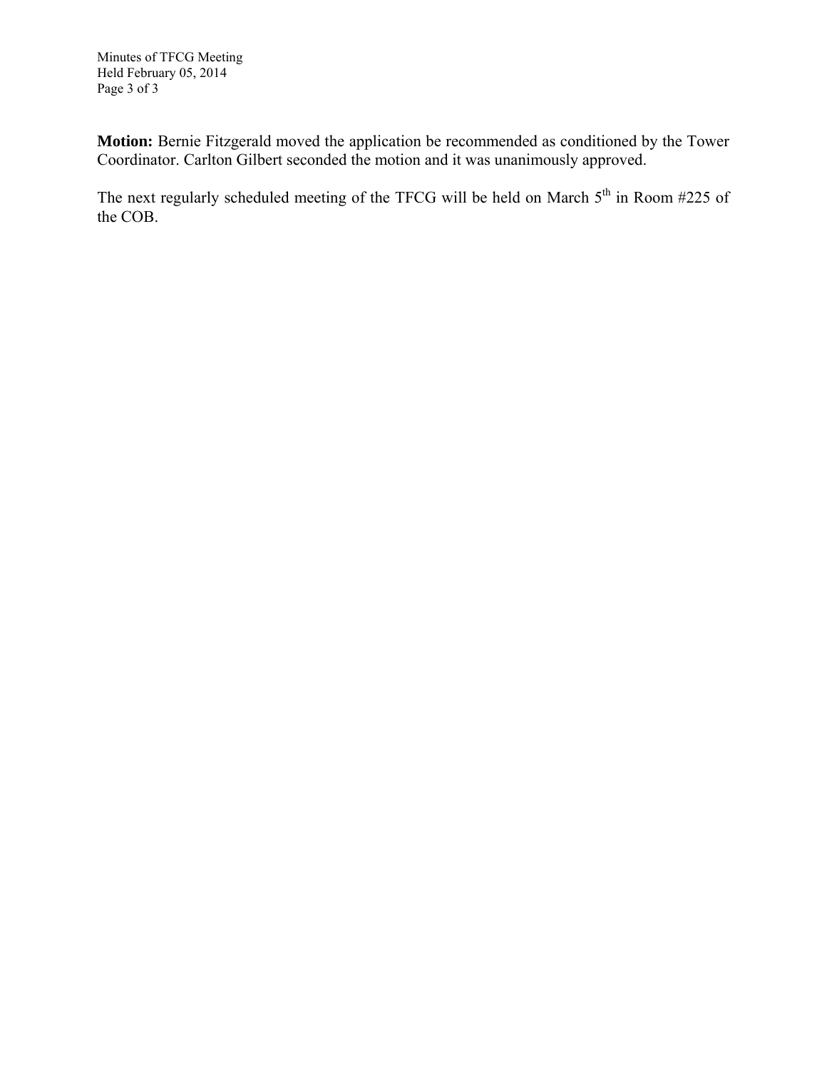**Motion:** Bernie Fitzgerald moved the application be recommended as conditioned by the Tower Coordinator. Carlton Gilbert seconded the motion and it was unanimously approved.

The next regularly scheduled meeting of the TFCG will be held on March 5th in Room #225 of the COB.